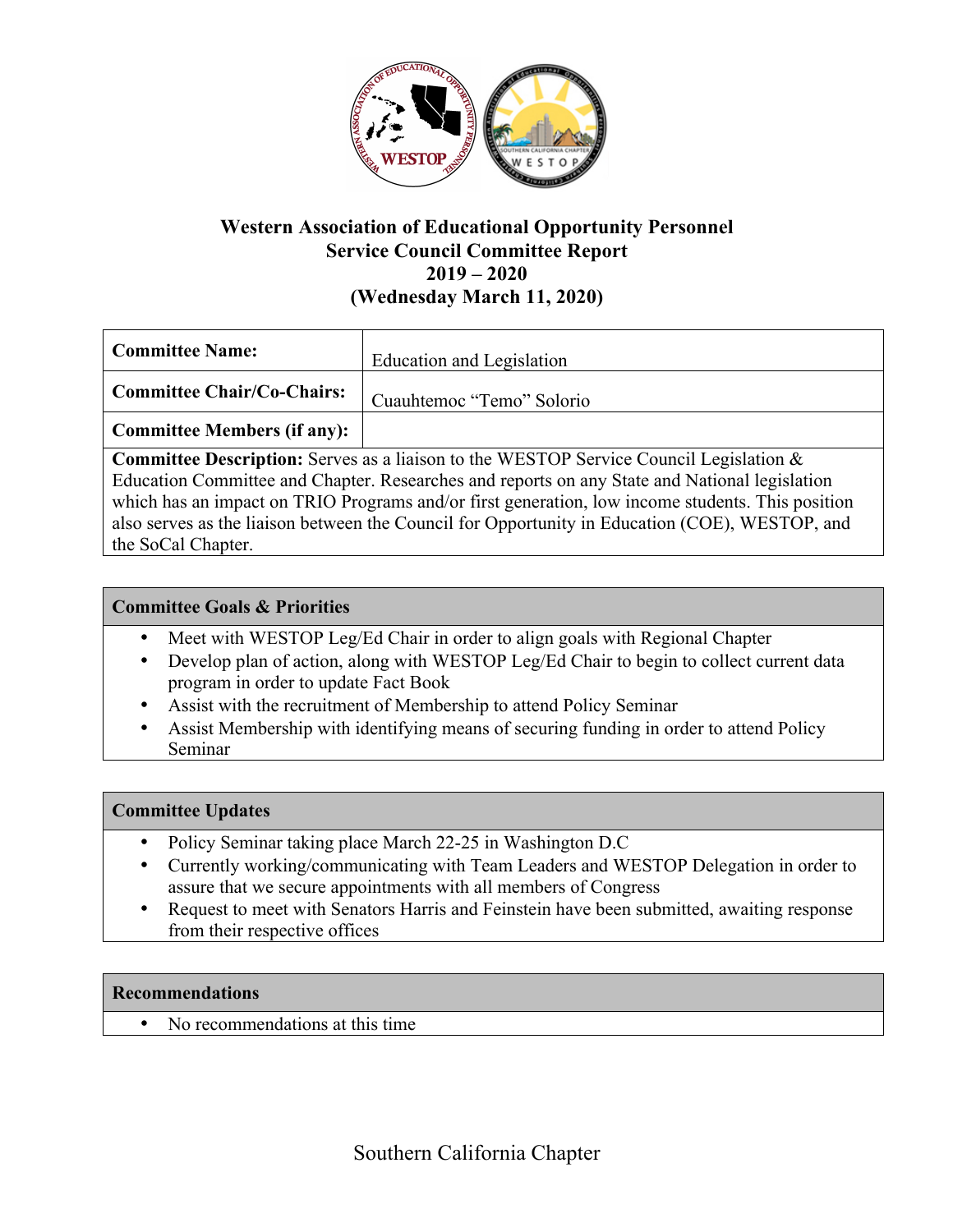# Western Association of Educational Opportunity Personnel
## Service Council Committee Report
## 2019 – 2020
## (Wednesday March 11, 2020)

| **Committee Name:** | Education and Legislation |
|---|---|
| **Committee Chair/Co-Chairs:** | Cuauhtemoc "Temo" Solorio |
| **Committee Members (if any):** | |

**Committee Description:** Serves as a liaison to the WESTOP Service Council Legislation & Education Committee and Chapter. Researches and reports on any State and National legislation which has an impact on TRIO Programs and/or first generation, low income students. This position also serves as the liaison between the Council for Opportunity in Education (COE), WESTOP, and the SoCal Chapter.

### Committee Goals & Priorities

- Meet with WESTOP Leg/Ed Chair in order to align goals with Regional Chapter
- Develop plan of action, along with WESTOP Leg/Ed Chair to begin to collect current data program in order to update Fact Book
- Assist with the recruitment of Membership to attend Policy Seminar
- Assist Membership with identifying means of securing funding in order to attend Policy Seminar

### Committee Updates

- Policy Seminar taking place March 22-25 in Washington D.C
- Currently working/communicating with Team Leaders and WESTOP Delegation in order to assure that we secure appointments with all members of Congress
- Request to meet with Senators Harris and Feinstein have been submitted, awaiting response from their respective offices

### Recommendations

- No recommendations at this time

Southern California Chapter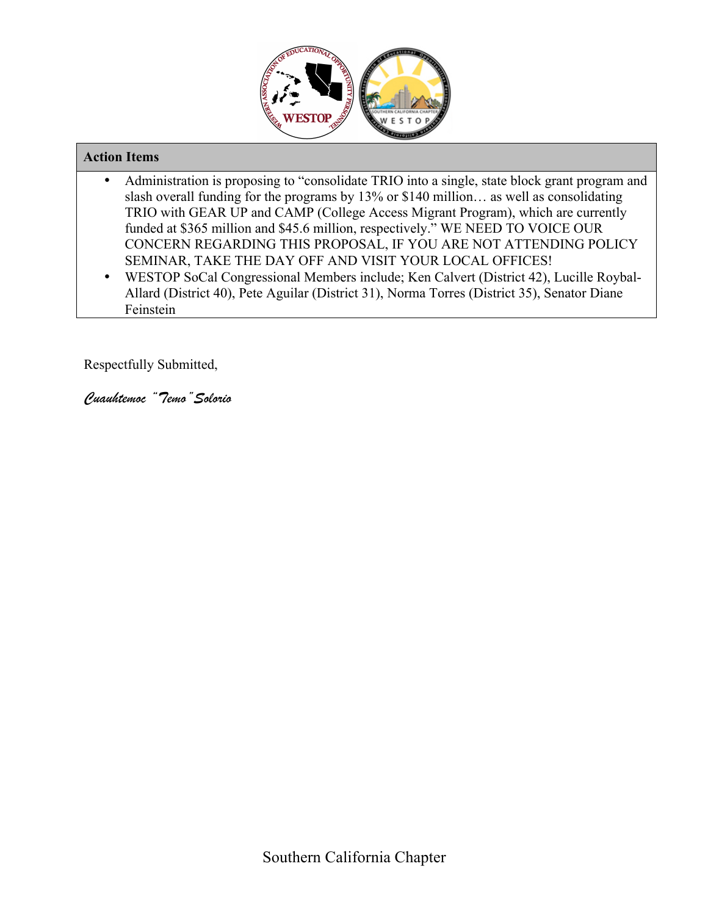| **Action Items** |
| --- |
| • Administration is proposing to "consolidate TRIO into a single, state block grant program and slash overall funding for the programs by 13% or $140 million… as well as consolidating TRIO with GEAR UP and CAMP (College Access Migrant Program), which are currently funded at $365 million and $45.6 million, respectively." WE NEED TO VOICE OUR CONCERN REGARDING THIS PROPOSAL, IF YOU ARE NOT ATTENDING POLICY SEMINAR, TAKE THE DAY OFF AND VISIT YOUR LOCAL OFFICES!<br>• WESTOP SoCal Congressional Members include; Ken Calvert (District 42), Lucille Roybal-Allard (District 40), Pete Aguilar (District 31), Norma Torres (District 35), Senator Diane Feinstein |

Respectfully Submitted,

*Cuauhtemoc "Temo" Solorio*

Southern California Chapter